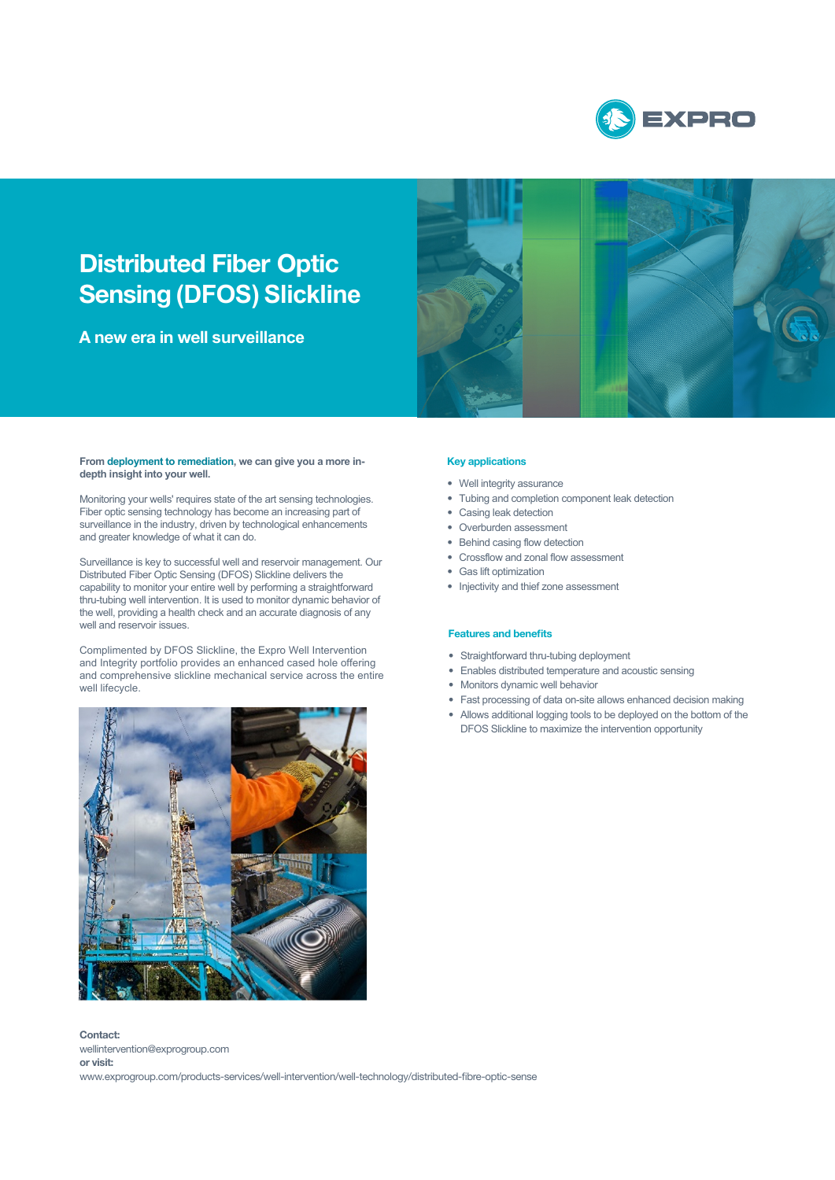# Distributed Fiber Optic Sensing (DFOS) Slickline

## A new era in well surveillance

**From deployment to remediation, we can give you a more in-depth insight into your well.**

Monitoring your wells' requires state of the art sensing technologies. Fiber optic sensing technology has become an increasing part of surveillance in the industry, driven by technological enhancements and greater knowledge of what it can do.

Surveillance is key to successful well and reservoir management. Our Distributed Fiber Optic Sensing (DFOS) Slickline delivers the capability to monitor your entire well by performing a straightforward thru-tubing well intervention. It is used to monitor dynamic behavior of the well, providing a health check and an accurate diagnosis of any well and reservoir issues.

Complimented by DFOS Slickline, the Expro Well Intervention and Integrity portfolio provides an enhanced cased hole offering and comprehensive slickline mechanical service across the entire well lifecycle.

### Key applications

- Well integrity assurance
- Tubing and completion component leak detection
- Casing leak detection
- Overburden assessment
- Behind casing flow detection
- Crossflow and zonal flow assessment
- Gas lift optimization
- Injectivity and thief zone assessment

### Features and benefits

- Straightforward thru-tubing deployment
- Enables distributed temperature and acoustic sensing
- Monitors dynamic well behavior
- Fast processing of data on-site allows enhanced decision making
- Allows additional logging tools to be deployed on the bottom of the DFOS Slickline to maximize the intervention opportunity

**Contact:**
wellintervention@exprogroup.com
**or visit:**
www.exprogroup.com/products-services/well-intervention/well-technology/distributed-fibre-optic-sense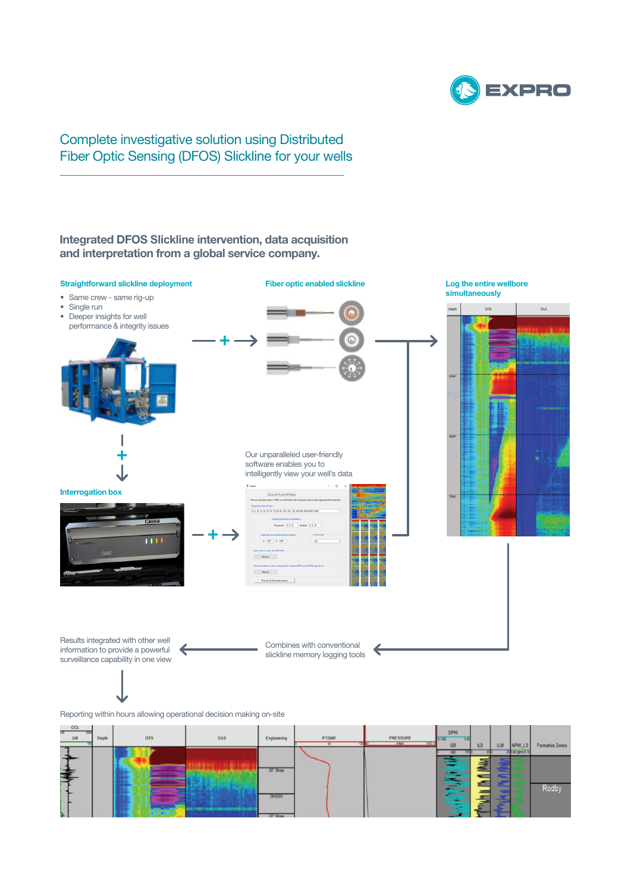# Complete investigative solution using Distributed Fiber Optic Sensing (DFOS) Slickline for your wells

## Integrated DFOS Slickline intervention, data acquisition and interpretation from a global service company.

### Straightforward slickline deployment

- Same crew - same rig-up
- Single run
- Deeper insights for well performance & integrity issues

### Fiber optic enabled slickline

### Log the entire wellbore simultaneously

### Interrogation box

Our unparalleled user-friendly software enables you to intelligently view your well's data

Combines with conventional slickline memory logging tools

Results integrated with other well information to provide a powerful surveillance capability in one view

Reporting within hours allowing operational decision making on-site